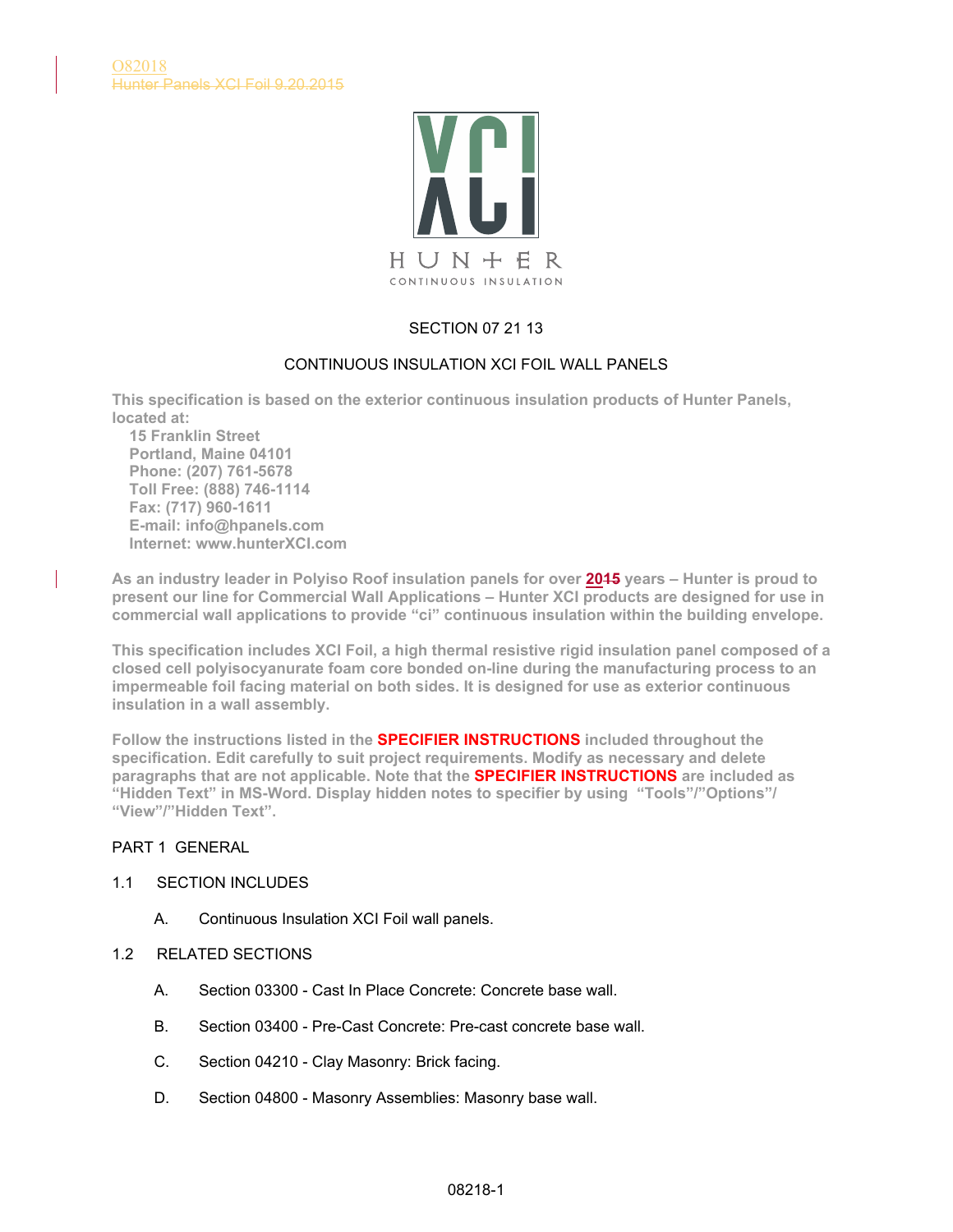O82018
~~Hunter Panels XCI Foil 9.20.2015~~

XCI
HUNTER
CONTINUOUS INSULATION

SECTION 07 21 13

CONTINUOUS INSULATION XCI FOIL WALL PANELS

**This specification is based on the exterior continuous insulation products of Hunter Panels, located at:**
**15 Franklin Street**
**Portland, Maine 04101**
**Phone: (207) 761-5678**
**Toll Free: (888) 746-1114**
**Fax: (717) 960-1611**
**E-mail: info@hpanels.com**
**Internet: www.hunterXCI.com**

**As an industry leader in Polyiso Roof insulation panels for over 20~~15~~ years – Hunter is proud to present our line for Commercial Wall Applications – Hunter XCI products are designed for use in commercial wall applications to provide "ci" continuous insulation within the building envelope.**

**This specification includes XCI Foil, a high thermal resistive rigid insulation panel composed of a closed cell polyisocyanurate foam core bonded on-line during the manufacturing process to an impermeable foil facing material on both sides. It is designed for use as exterior continuous insulation in a wall assembly.**

**Follow the instructions listed in the SPECIFIER INSTRUCTIONS included throughout the specification. Edit carefully to suit project requirements. Modify as necessary and delete paragraphs that are not applicable. Note that the SPECIFIER INSTRUCTIONS are included as "Hidden Text" in MS-Word. Display hidden notes to specifier by using "Tools"/"Options"/ "View"/"Hidden Text".**

## PART 1 GENERAL

### 1.1 SECTION INCLUDES

A. Continuous Insulation XCI Foil wall panels.

### 1.2 RELATED SECTIONS

A. Section 03300 - Cast In Place Concrete: Concrete base wall.

B. Section 03400 - Pre-Cast Concrete: Pre-cast concrete base wall.

C. Section 04210 - Clay Masonry: Brick facing.

D. Section 04800 - Masonry Assemblies: Masonry base wall.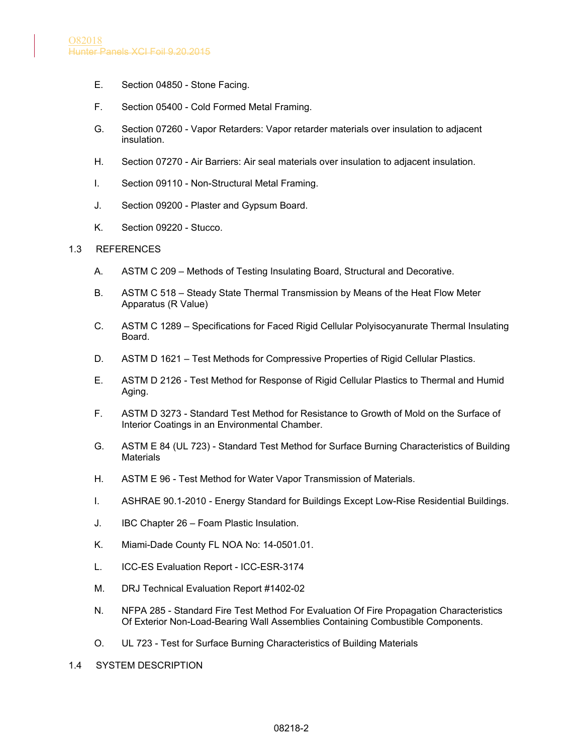E. Section 04850 - Stone Facing.

F. Section 05400 - Cold Formed Metal Framing.

G. Section 07260 - Vapor Retarders: Vapor retarder materials over insulation to adjacent insulation.

H. Section 07270 - Air Barriers: Air seal materials over insulation to adjacent insulation.

I. Section 09110 - Non-Structural Metal Framing.

J. Section 09200 - Plaster and Gypsum Board.

K. Section 09220 - Stucco.

## 1.3 REFERENCES

A. ASTM C 209 – Methods of Testing Insulating Board, Structural and Decorative.

B. ASTM C 518 – Steady State Thermal Transmission by Means of the Heat Flow Meter Apparatus (R Value)

C. ASTM C 1289 – Specifications for Faced Rigid Cellular Polyisocyanurate Thermal Insulating Board.

D. ASTM D 1621 – Test Methods for Compressive Properties of Rigid Cellular Plastics.

E. ASTM D 2126 - Test Method for Response of Rigid Cellular Plastics to Thermal and Humid Aging.

F. ASTM D 3273 - Standard Test Method for Resistance to Growth of Mold on the Surface of Interior Coatings in an Environmental Chamber.

G. ASTM E 84 (UL 723) - Standard Test Method for Surface Burning Characteristics of Building Materials

H. ASTM E 96 - Test Method for Water Vapor Transmission of Materials.

I. ASHRAE 90.1-2010 - Energy Standard for Buildings Except Low-Rise Residential Buildings.

J. IBC Chapter 26 – Foam Plastic Insulation.

K. Miami-Dade County FL NOA No: 14-0501.01.

L. ICC-ES Evaluation Report - ICC-ESR-3174

M. DRJ Technical Evaluation Report #1402-02

N. NFPA 285 - Standard Fire Test Method For Evaluation Of Fire Propagation Characteristics Of Exterior Non-Load-Bearing Wall Assemblies Containing Combustible Components.

O. UL 723 - Test for Surface Burning Characteristics of Building Materials

## 1.4 SYSTEM DESCRIPTION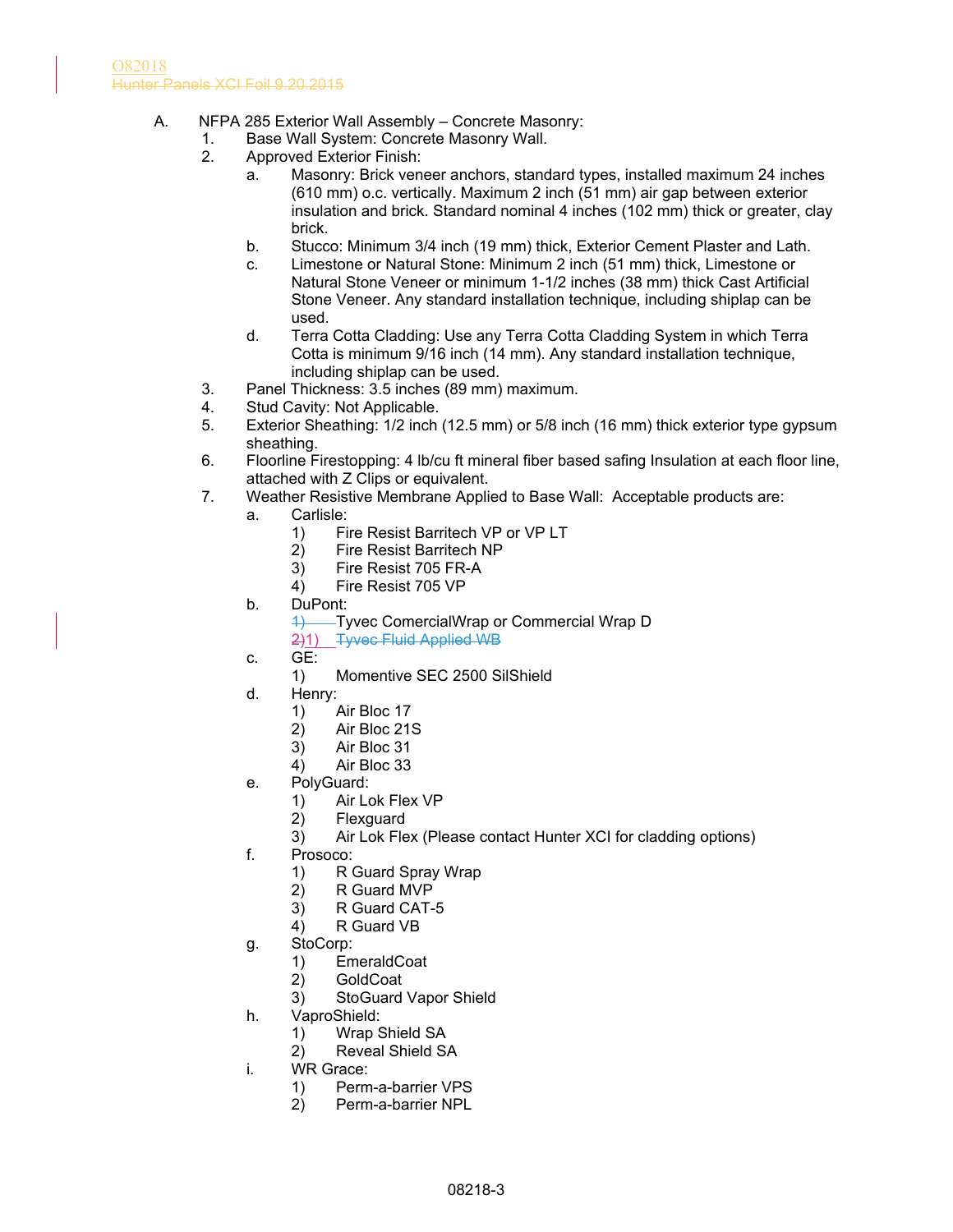A. NFPA 285 Exterior Wall Assembly – Concrete Masonry:

1. Base Wall System: Concrete Masonry Wall.
2. Approved Exterior Finish:
    a. Masonry: Brick veneer anchors, standard types, installed maximum 24 inches (610 mm) o.c. vertically. Maximum 2 inch (51 mm) air gap between exterior insulation and brick. Standard nominal 4 inches (102 mm) thick or greater, clay brick.
    b. Stucco: Minimum 3/4 inch (19 mm) thick, Exterior Cement Plaster and Lath.
    c. Limestone or Natural Stone: Minimum 2 inch (51 mm) thick, Limestone or Natural Stone Veneer or minimum 1-1/2 inches (38 mm) thick Cast Artificial Stone Veneer. Any standard installation technique, including shiplap can be used.
    d. Terra Cotta Cladding: Use any Terra Cotta Cladding System in which Terra Cotta is minimum 9/16 inch (14 mm). Any standard installation technique, including shiplap can be used.
3. Panel Thickness: 3.5 inches (89 mm) maximum.
4. Stud Cavity: Not Applicable.
5. Exterior Sheathing: 1/2 inch (12.5 mm) or 5/8 inch (16 mm) thick exterior type gypsum sheathing.
6. Floorline Firestopping: 4 lb/cu ft mineral fiber based safing Insulation at each floor line, attached with Z Clips or equivalent.
7. Weather Resistive Membrane Applied to Base Wall: Acceptable products are:
    a. Carlisle:
        1) Fire Resist Barritech VP or VP LT
        2) Fire Resist Barritech NP
        3) Fire Resist 705 FR-A
        4) Fire Resist 705 VP
    b. DuPont:
        ~~1)~~ Tyvec ComercialWrap or Commercial Wrap D
        ~~2)~~1) ~~Tyvec Fluid Applied WB~~
    c. GE:
        1) Momentive SEC 2500 SilShield
    d. Henry:
        1) Air Bloc 17
        2) Air Bloc 21S
        3) Air Bloc 31
        4) Air Bloc 33
    e. PolyGuard:
        1) Air Lok Flex VP
        2) Flexguard
        3) Air Lok Flex (Please contact Hunter XCI for cladding options)
    f. Prosoco:
        1) R Guard Spray Wrap
        2) R Guard MVP
        3) R Guard CAT-5
        4) R Guard VB
    g. StoCorp:
        1) EmeraldCoat
        2) GoldCoat
        3) StoGuard Vapor Shield
    h. VaproShield:
        1) Wrap Shield SA
        2) Reveal Shield SA
    i. WR Grace:
        1) Perm-a-barrier VPS
        2) Perm-a-barrier NPL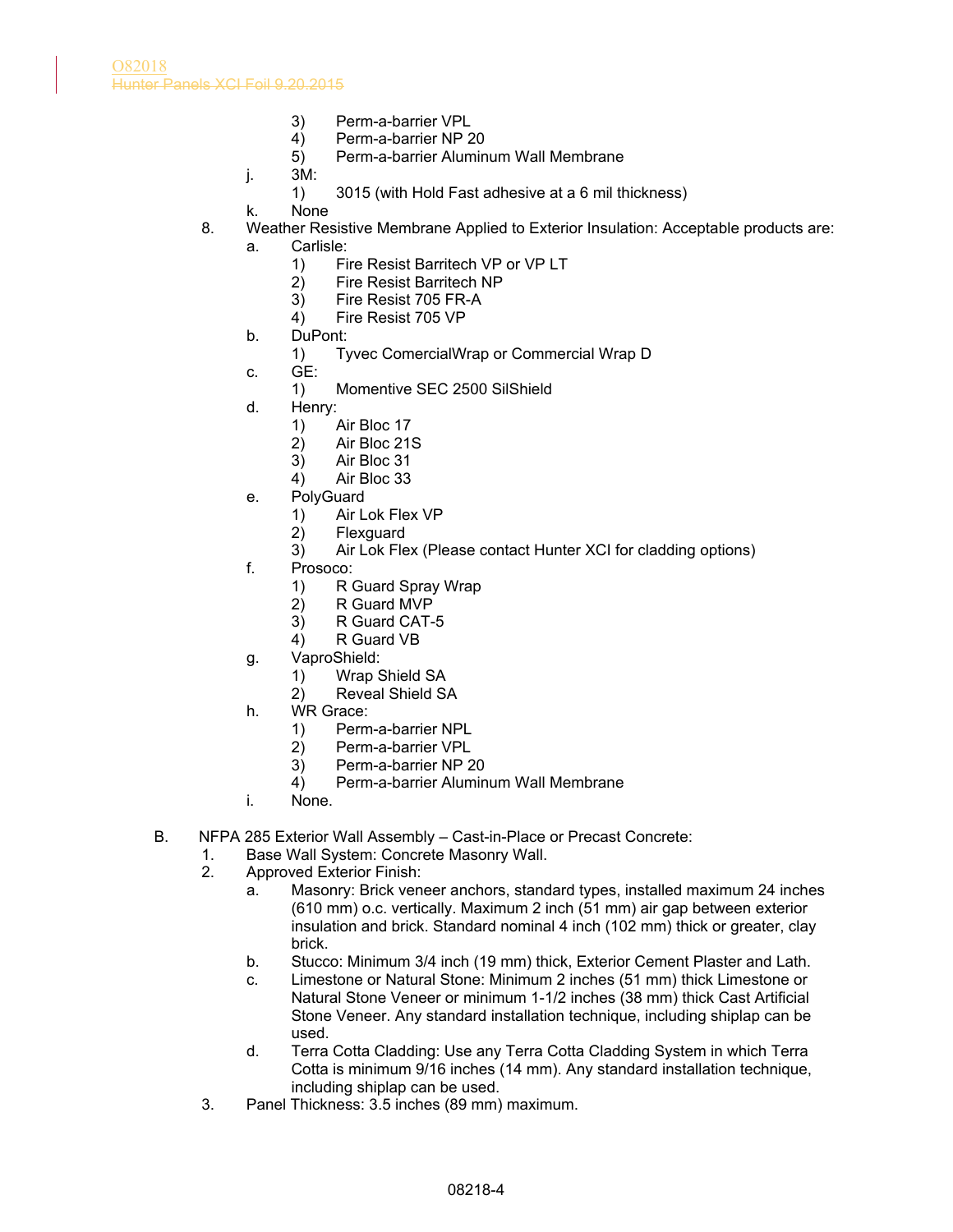3) Perm-a-barrier VPL
4) Perm-a-barrier NP 20
5) Perm-a-barrier Aluminum Wall Membrane

j. 3M:
   1) 3015 (with Hold Fast adhesive at a 6 mil thickness)

k. None

8. Weather Resistive Membrane Applied to Exterior Insulation: Acceptable products are:
   a. Carlisle:
      1) Fire Resist Barritech VP or VP LT
      2) Fire Resist Barritech NP
      3) Fire Resist 705 FR-A
      4) Fire Resist 705 VP
   b. DuPont:
      1) Tyvec ComercialWrap or Commercial Wrap D
   c. GE:
      1) Momentive SEC 2500 SilShield
   d. Henry:
      1) Air Bloc 17
      2) Air Bloc 21S
      3) Air Bloc 31
      4) Air Bloc 33
   e. PolyGuard
      1) Air Lok Flex VP
      2) Flexguard
      3) Air Lok Flex (Please contact Hunter XCI for cladding options)
   f. Prosoco:
      1) R Guard Spray Wrap
      2) R Guard MVP
      3) R Guard CAT-5
      4) R Guard VB
   g. VaproShield:
      1) Wrap Shield SA
      2) Reveal Shield SA
   h. WR Grace:
      1) Perm-a-barrier NPL
      2) Perm-a-barrier VPL
      3) Perm-a-barrier NP 20
      4) Perm-a-barrier Aluminum Wall Membrane
   i. None.

B. NFPA 285 Exterior Wall Assembly – Cast-in-Place or Precast Concrete:
   1. Base Wall System: Concrete Masonry Wall.
   2. Approved Exterior Finish:
      a. Masonry: Brick veneer anchors, standard types, installed maximum 24 inches (610 mm) o.c. vertically. Maximum 2 inch (51 mm) air gap between exterior insulation and brick. Standard nominal 4 inch (102 mm) thick or greater, clay brick.
      b. Stucco: Minimum 3/4 inch (19 mm) thick, Exterior Cement Plaster and Lath.
      c. Limestone or Natural Stone: Minimum 2 inches (51 mm) thick Limestone or Natural Stone Veneer or minimum 1-1/2 inches (38 mm) thick Cast Artificial Stone Veneer. Any standard installation technique, including shiplap can be used.
      d. Terra Cotta Cladding: Use any Terra Cotta Cladding System in which Terra Cotta is minimum 9/16 inches (14 mm). Any standard installation technique, including shiplap can be used.
   3. Panel Thickness: 3.5 inches (89 mm) maximum.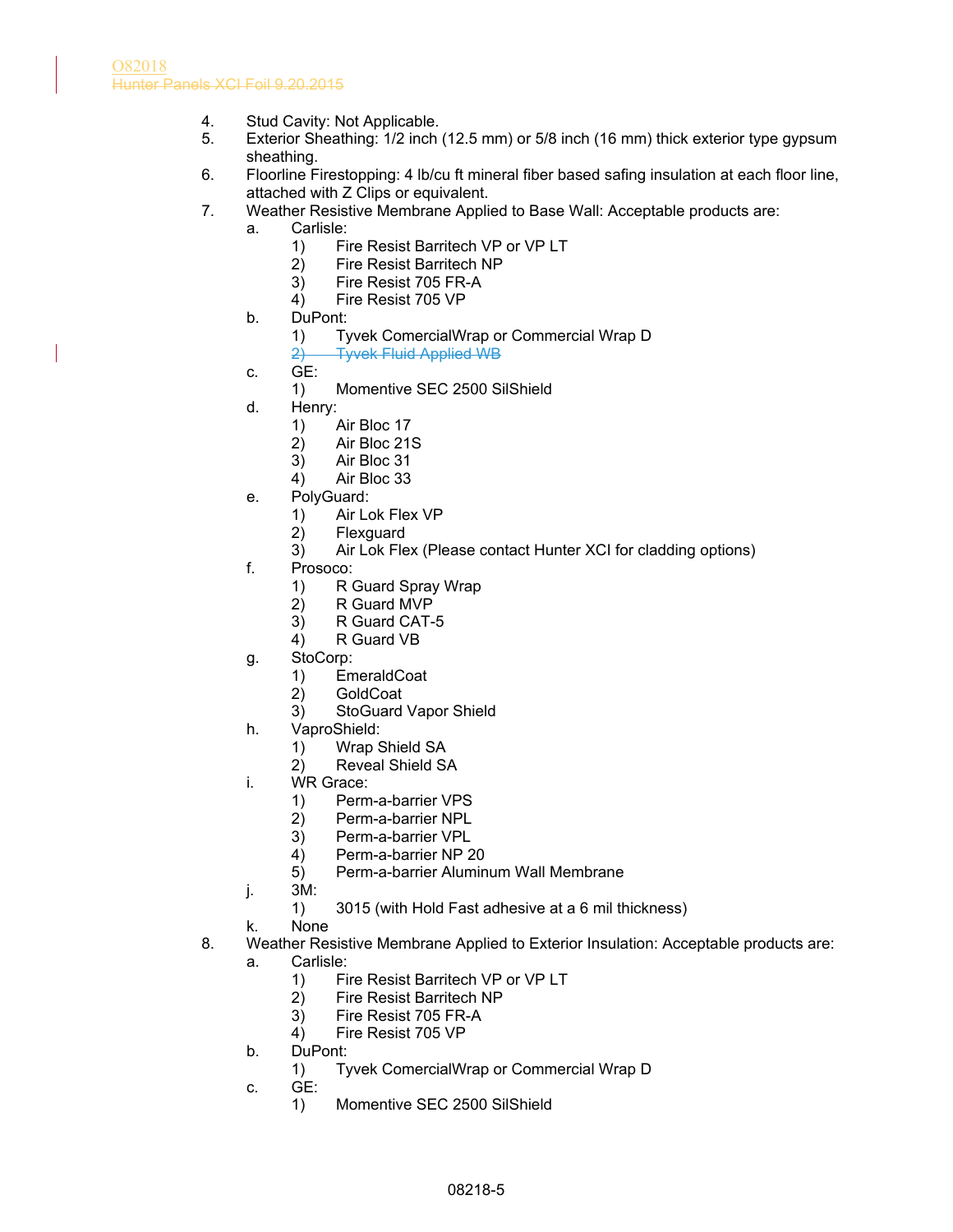4. Stud Cavity: Not Applicable.
5. Exterior Sheathing: 1/2 inch (12.5 mm) or 5/8 inch (16 mm) thick exterior type gypsum sheathing.
6. Floorline Firestopping: 4 lb/cu ft mineral fiber based safing insulation at each floor line, attached with Z Clips or equivalent.
7. Weather Resistive Membrane Applied to Base Wall: Acceptable products are:
    a. Carlisle:
        1) Fire Resist Barritech VP or VP LT
        2) Fire Resist Barritech NP
        3) Fire Resist 705 FR-A
        4) Fire Resist 705 VP
    b. DuPont:
        1) Tyvek ComercialWrap or Commercial Wrap D
        2) ~~Tyvek Fluid Applied WB~~
    c. GE:
        1) Momentive SEC 2500 SilShield
    d. Henry:
        1) Air Bloc 17
        2) Air Bloc 21S
        3) Air Bloc 31
        4) Air Bloc 33
    e. PolyGuard:
        1) Air Lok Flex VP
        2) Flexguard
        3) Air Lok Flex (Please contact Hunter XCI for cladding options)
    f. Prosoco:
        1) R Guard Spray Wrap
        2) R Guard MVP
        3) R Guard CAT-5
        4) R Guard VB
    g. StoCorp:
        1) EmeraldCoat
        2) GoldCoat
        3) StoGuard Vapor Shield
    h. VaproShield:
        1) Wrap Shield SA
        2) Reveal Shield SA
    i. WR Grace:
        1) Perm-a-barrier VPS
        2) Perm-a-barrier NPL
        3) Perm-a-barrier VPL
        4) Perm-a-barrier NP 20
        5) Perm-a-barrier Aluminum Wall Membrane
    j. 3M:
        1) 3015 (with Hold Fast adhesive at a 6 mil thickness)
    k. None
8. Weather Resistive Membrane Applied to Exterior Insulation: Acceptable products are:
    a. Carlisle:
        1) Fire Resist Barritech VP or VP LT
        2) Fire Resist Barritech NP
        3) Fire Resist 705 FR-A
        4) Fire Resist 705 VP
    b. DuPont:
        1) Tyvek ComercialWrap or Commercial Wrap D
    c. GE:
        1) Momentive SEC 2500 SilShield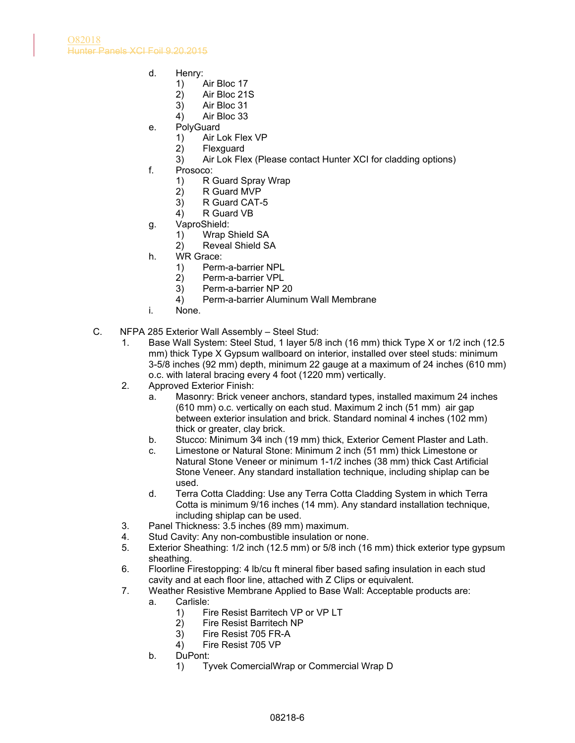d. Henry:
   1) Air Bloc 17
   2) Air Bloc 21S
   3) Air Bloc 31
   4) Air Bloc 33

e. PolyGuard
   1) Air Lok Flex VP
   2) Flexguard
   3) Air Lok Flex (Please contact Hunter XCI for cladding options)

f. Prosoco:
   1) R Guard Spray Wrap
   2) R Guard MVP
   3) R Guard CAT-5
   4) R Guard VB

g. VaproShield:
   1) Wrap Shield SA
   2) Reveal Shield SA

h. WR Grace:
   1) Perm-a-barrier NPL
   2) Perm-a-barrier VPL
   3) Perm-a-barrier NP 20
   4) Perm-a-barrier Aluminum Wall Membrane

i. None.

C. NFPA 285 Exterior Wall Assembly – Steel Stud:

1. Base Wall System: Steel Stud, 1 layer 5/8 inch (16 mm) thick Type X or 1/2 inch (12.5 mm) thick Type X Gypsum wallboard on interior, installed over steel studs: minimum 3-5/8 inches (92 mm) depth, minimum 22 gauge at a maximum of 24 inches (610 mm) o.c. with lateral bracing every 4 foot (1220 mm) vertically.

2. Approved Exterior Finish:
   a. Masonry: Brick veneer anchors, standard types, installed maximum 24 inches (610 mm) o.c. vertically on each stud. Maximum 2 inch (51 mm) air gap between exterior insulation and brick. Standard nominal 4 inches (102 mm) thick or greater, clay brick.
   b. Stucco: Minimum 3⁄4 inch (19 mm) thick, Exterior Cement Plaster and Lath.
   c. Limestone or Natural Stone: Minimum 2 inch (51 mm) thick Limestone or Natural Stone Veneer or minimum 1-1/2 inches (38 mm) thick Cast Artificial Stone Veneer. Any standard installation technique, including shiplap can be used.
   d. Terra Cotta Cladding: Use any Terra Cotta Cladding System in which Terra Cotta is minimum 9/16 inches (14 mm). Any standard installation technique, including shiplap can be used.

3. Panel Thickness: 3.5 inches (89 mm) maximum.

4. Stud Cavity: Any non-combustible insulation or none.

5. Exterior Sheathing: 1/2 inch (12.5 mm) or 5/8 inch (16 mm) thick exterior type gypsum sheathing.

6. Floorline Firestopping: 4 lb/cu ft mineral fiber based safing insulation in each stud cavity and at each floor line, attached with Z Clips or equivalent.

7. Weather Resistive Membrane Applied to Base Wall: Acceptable products are:
   a. Carlisle:
      1) Fire Resist Barritech VP or VP LT
      2) Fire Resist Barritech NP
      3) Fire Resist 705 FR-A
      4) Fire Resist 705 VP
   b. DuPont:
      1) Tyvek ComercialWrap or Commercial Wrap D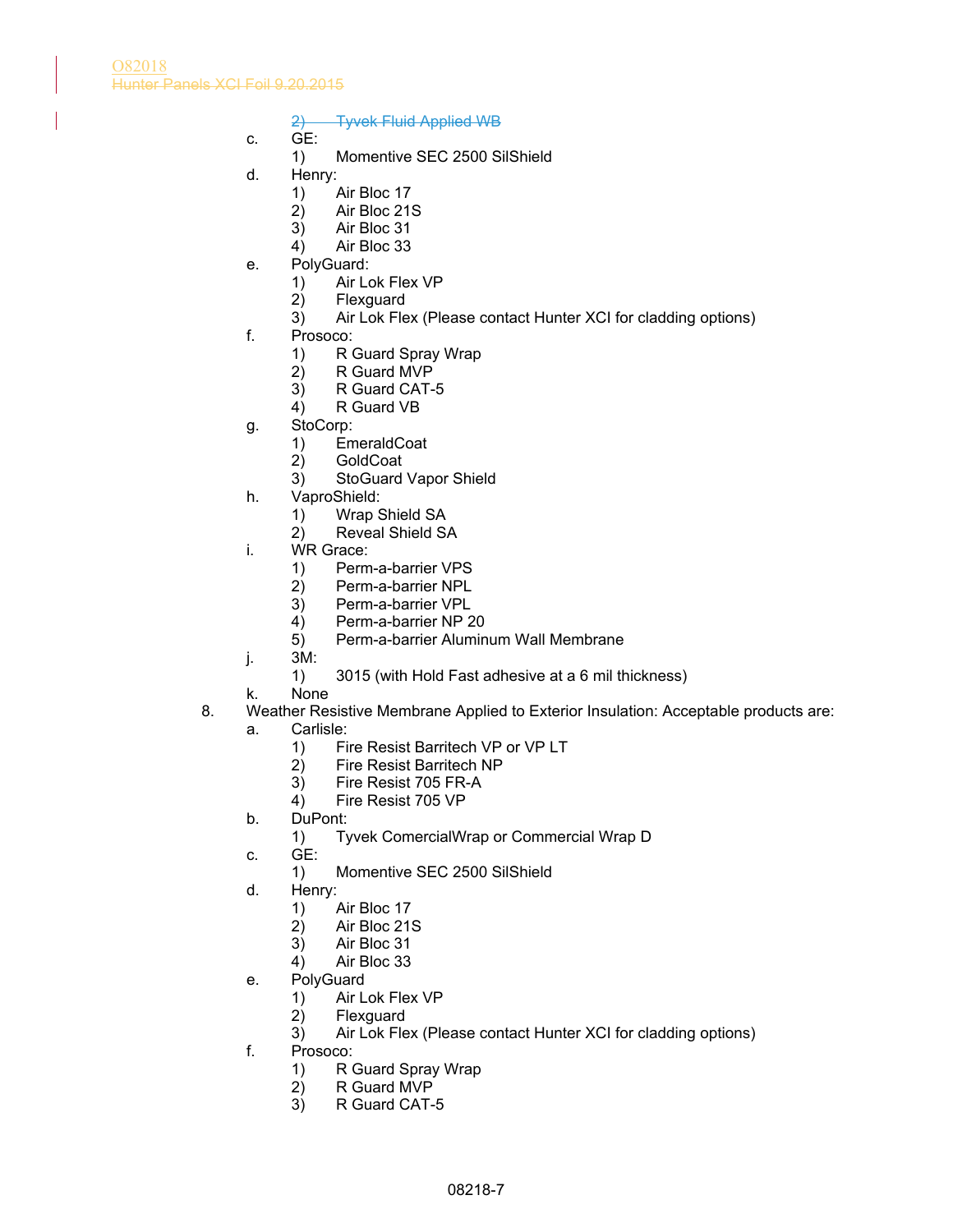~~2) Tyvek Fluid Applied WB~~

c. GE:
   1) Momentive SEC 2500 SilShield
d. Henry:
   1) Air Bloc 17
   2) Air Bloc 21S
   3) Air Bloc 31
   4) Air Bloc 33
e. PolyGuard:
   1) Air Lok Flex VP
   2) Flexguard
   3) Air Lok Flex (Please contact Hunter XCI for cladding options)
f. Prosoco:
   1) R Guard Spray Wrap
   2) R Guard MVP
   3) R Guard CAT-5
   4) R Guard VB
g. StoCorp:
   1) EmeraldCoat
   2) GoldCoat
   3) StoGuard Vapor Shield
h. VaproShield:
   1) Wrap Shield SA
   2) Reveal Shield SA
i. WR Grace:
   1) Perm-a-barrier VPS
   2) Perm-a-barrier NPL
   3) Perm-a-barrier VPL
   4) Perm-a-barrier NP 20
   5) Perm-a-barrier Aluminum Wall Membrane
j. 3M:
   1) 3015 (with Hold Fast adhesive at a 6 mil thickness)
k. None

8. Weather Resistive Membrane Applied to Exterior Insulation: Acceptable products are:
   a. Carlisle:
      1) Fire Resist Barritech VP or VP LT
      2) Fire Resist Barritech NP
      3) Fire Resist 705 FR-A
      4) Fire Resist 705 VP
   b. DuPont:
      1) Tyvek ComercialWrap or Commercial Wrap D
   c. GE:
      1) Momentive SEC 2500 SilShield
   d. Henry:
      1) Air Bloc 17
      2) Air Bloc 21S
      3) Air Bloc 31
      4) Air Bloc 33
   e. PolyGuard
      1) Air Lok Flex VP
      2) Flexguard
      3) Air Lok Flex (Please contact Hunter XCI for cladding options)
   f. Prosoco:
      1) R Guard Spray Wrap
      2) R Guard MVP
      3) R Guard CAT-5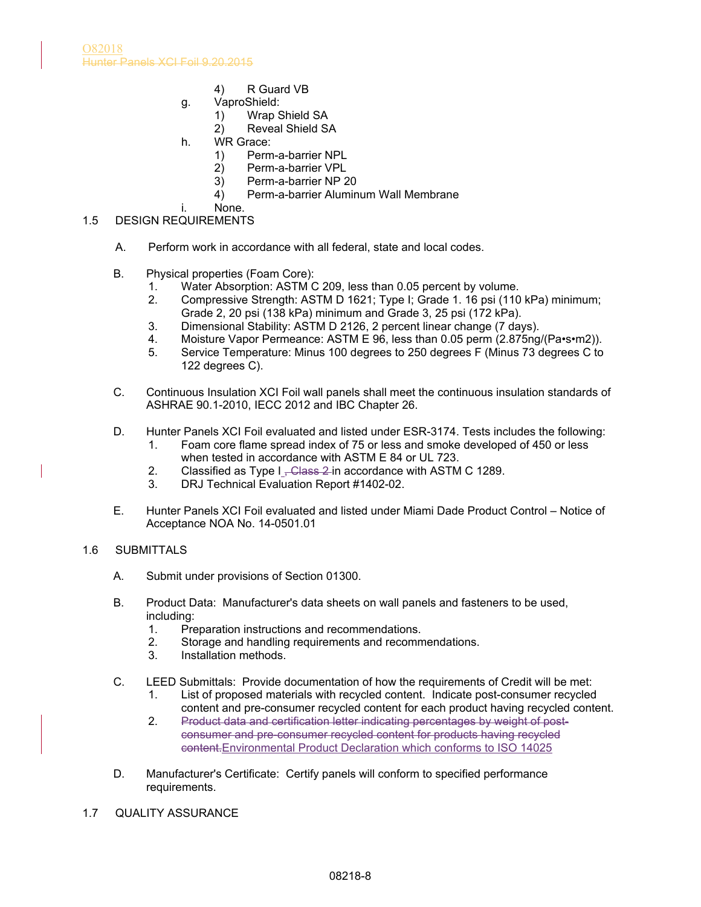4) R Guard VB

g. VaproShield:
   1) Wrap Shield SA
   2) Reveal Shield SA

h. WR Grace:
   1) Perm-a-barrier NPL
   2) Perm-a-barrier VPL
   3) Perm-a-barrier NP 20
   4) Perm-a-barrier Aluminum Wall Membrane

i. None.

## 1.5 DESIGN REQUIREMENTS

A. Perform work in accordance with all federal, state and local codes.

B. Physical properties (Foam Core):
   1. Water Absorption: ASTM C 209, less than 0.05 percent by volume.
   2. Compressive Strength: ASTM D 1621; Type I; Grade 1. 16 psi (110 kPa) minimum; Grade 2, 20 psi (138 kPa) minimum and Grade 3, 25 psi (172 kPa).
   3. Dimensional Stability: ASTM D 2126, 2 percent linear change (7 days).
   4. Moisture Vapor Permeance: ASTM E 96, less than 0.05 perm (2.875ng/(Pa•s•m2)).
   5. Service Temperature: Minus 100 degrees to 250 degrees F (Minus 73 degrees C to 122 degrees C).

C. Continuous Insulation XCI Foil wall panels shall meet the continuous insulation standards of ASHRAE 90.1-2010, IECC 2012 and IBC Chapter 26.

D. Hunter Panels XCI Foil evaluated and listed under ESR-3174. Tests includes the following:
   1. Foam core flame spread index of 75 or less and smoke developed of 450 or less when tested in accordance with ASTM E 84 or UL 723.
   2. Classified as Type I ~~, Class 2~~ in accordance with ASTM C 1289.
   3. DRJ Technical Evaluation Report #1402-02.

E. Hunter Panels XCI Foil evaluated and listed under Miami Dade Product Control – Notice of Acceptance NOA No. 14-0501.01

## 1.6 SUBMITTALS

A. Submit under provisions of Section 01300.

B. Product Data: Manufacturer's data sheets on wall panels and fasteners to be used, including:
   1. Preparation instructions and recommendations.
   2. Storage and handling requirements and recommendations.
   3. Installation methods.

C. LEED Submittals: Provide documentation of how the requirements of Credit will be met:
   1. List of proposed materials with recycled content. Indicate post-consumer recycled content and pre-consumer recycled content for each product having recycled content.
   2. ~~Product data and certification letter indicating percentages by weight of post-consumer and pre-consumer recycled content for products having recycled content.~~ Environmental Product Declaration which conforms to ISO 14025

D. Manufacturer's Certificate: Certify panels will conform to specified performance requirements.

## 1.7 QUALITY ASSURANCE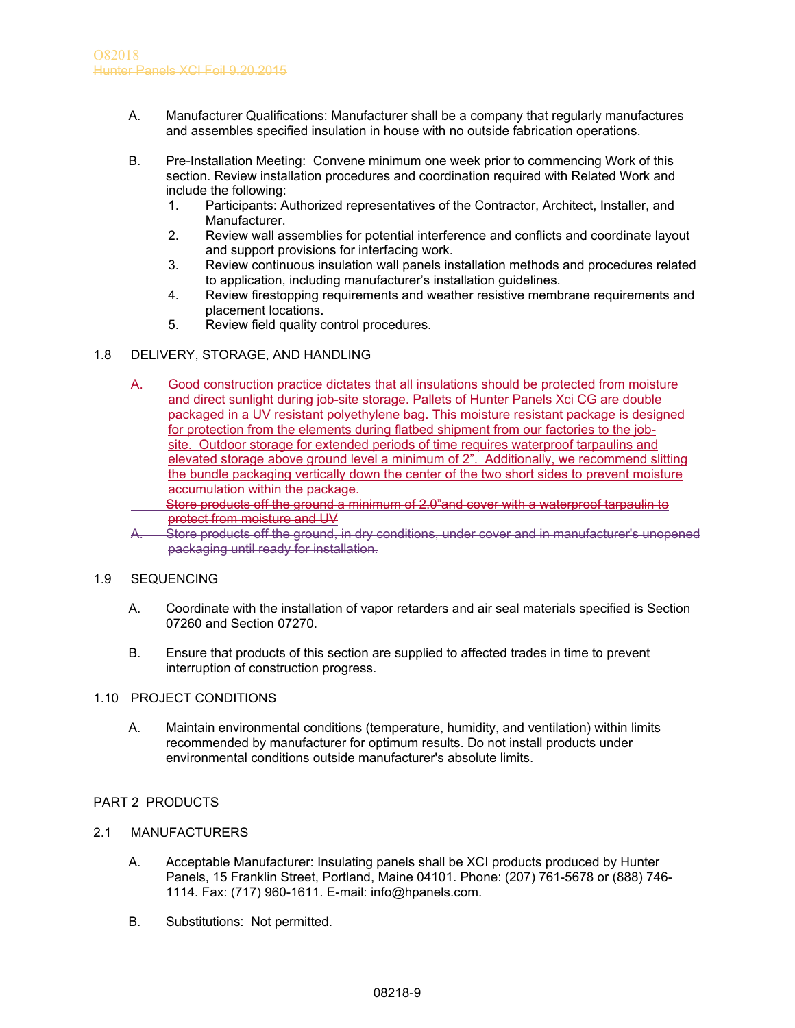A. Manufacturer Qualifications: Manufacturer shall be a company that regularly manufactures and assembles specified insulation in house with no outside fabrication operations.

B. Pre-Installation Meeting: Convene minimum one week prior to commencing Work of this section. Review installation procedures and coordination required with Related Work and include the following:
   1. Participants: Authorized representatives of the Contractor, Architect, Installer, and Manufacturer.
   2. Review wall assemblies for potential interference and conflicts and coordinate layout and support provisions for interfacing work.
   3. Review continuous insulation wall panels installation methods and procedures related to application, including manufacturer's installation guidelines.
   4. Review firestopping requirements and weather resistive membrane requirements and placement locations.
   5. Review field quality control procedures.

## 1.8 DELIVERY, STORAGE, AND HANDLING

A. Good construction practice dictates that all insulations should be protected from moisture and direct sunlight during job-site storage. Pallets of Hunter Panels Xci CG are double packaged in a UV resistant polyethylene bag. This moisture resistant package is designed for protection from the elements during flatbed shipment from our factories to the job-site. Outdoor storage for extended periods of time requires waterproof tarpaulins and elevated storage above ground level a minimum of 2". Additionally, we recommend slitting the bundle packaging vertically down the center of the two short sides to prevent moisture accumulation within the package.

~~Store products off the ground a minimum of 2.0"and cover with a waterproof tarpaulin to protect from moisture and UV~~

~~A. Store products off the ground, in dry conditions, under cover and in manufacturer's unopened packaging until ready for installation.~~

## 1.9 SEQUENCING

A. Coordinate with the installation of vapor retarders and air seal materials specified is Section 07260 and Section 07270.

B. Ensure that products of this section are supplied to affected trades in time to prevent interruption of construction progress.

## 1.10 PROJECT CONDITIONS

A. Maintain environmental conditions (temperature, humidity, and ventilation) within limits recommended by manufacturer for optimum results. Do not install products under environmental conditions outside manufacturer's absolute limits.

# PART 2 PRODUCTS

## 2.1 MANUFACTURERS

A. Acceptable Manufacturer: Insulating panels shall be XCI products produced by Hunter Panels, 15 Franklin Street, Portland, Maine 04101. Phone: (207) 761-5678 or (888) 746-1114. Fax: (717) 960-1611. E-mail: info@hpanels.com.

B. Substitutions: Not permitted.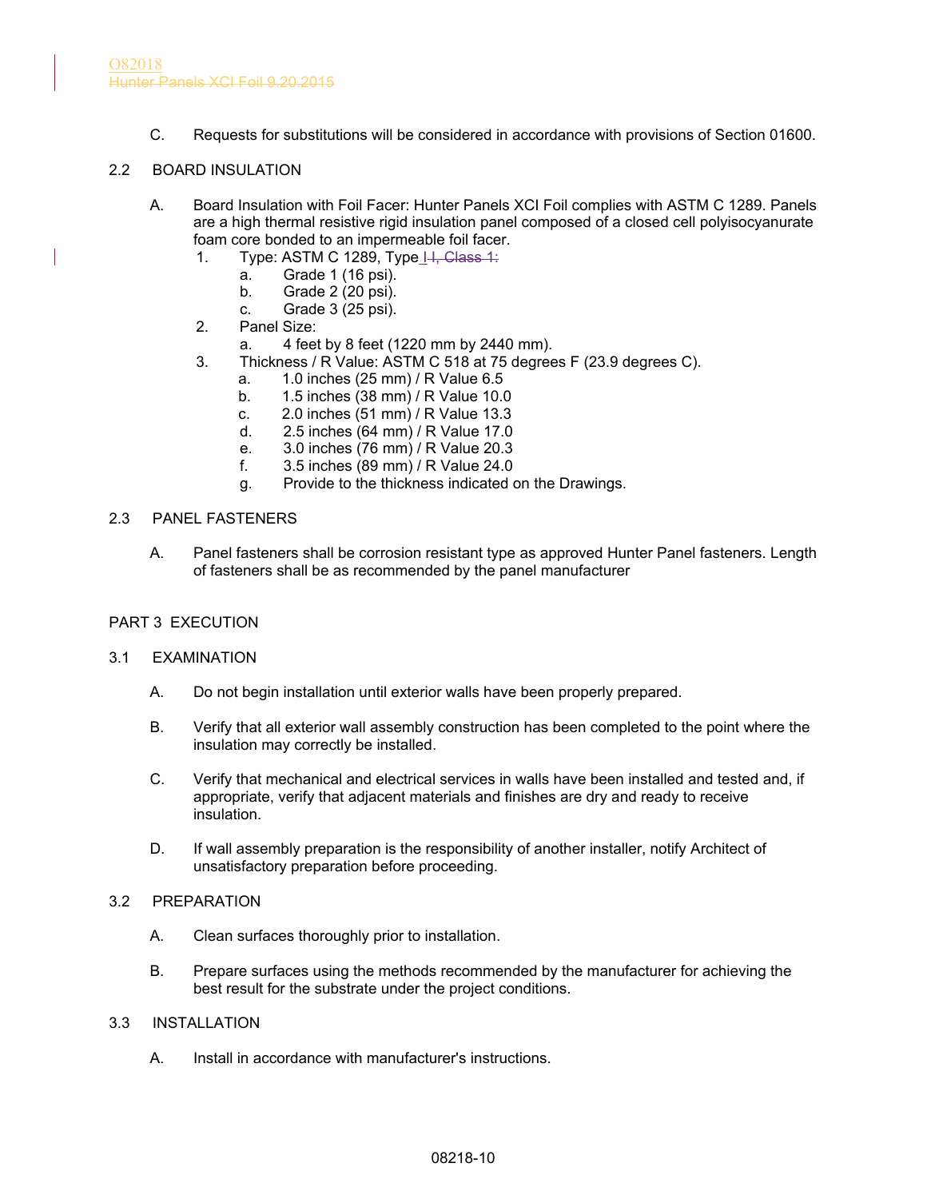C. Requests for substitutions will be considered in accordance with provisions of Section 01600.

## 2.2 BOARD INSULATION

A. Board Insulation with Foil Facer: Hunter Panels XCI Foil complies with ASTM C 1289. Panels are a high thermal resistive rigid insulation panel composed of a closed cell polyisocyanurate foam core bonded to an impermeable foil facer.

1. Type: ASTM C 1289, Type I ~~I, Class 1:~~
   - a. Grade 1 (16 psi).
   - b. Grade 2 (20 psi).
   - c. Grade 3 (25 psi).
2. Panel Size:
   - a. 4 feet by 8 feet (1220 mm by 2440 mm).
3. Thickness / R Value: ASTM C 518 at 75 degrees F (23.9 degrees C).
   - a. 1.0 inches (25 mm) / R Value 6.5
   - b. 1.5 inches (38 mm) / R Value 10.0
   - c. 2.0 inches (51 mm) / R Value 13.3
   - d. 2.5 inches (64 mm) / R Value 17.0
   - e. 3.0 inches (76 mm) / R Value 20.3
   - f. 3.5 inches (89 mm) / R Value 24.0
   - g. Provide to the thickness indicated on the Drawings.

## 2.3 PANEL FASTENERS

A. Panel fasteners shall be corrosion resistant type as approved Hunter Panel fasteners. Length of fasteners shall be as recommended by the panel manufacturer

# PART 3 EXECUTION

## 3.1 EXAMINATION

A. Do not begin installation until exterior walls have been properly prepared.

B. Verify that all exterior wall assembly construction has been completed to the point where the insulation may correctly be installed.

C. Verify that mechanical and electrical services in walls have been installed and tested and, if appropriate, verify that adjacent materials and finishes are dry and ready to receive insulation.

D. If wall assembly preparation is the responsibility of another installer, notify Architect of unsatisfactory preparation before proceeding.

## 3.2 PREPARATION

A. Clean surfaces thoroughly prior to installation.

B. Prepare surfaces using the methods recommended by the manufacturer for achieving the best result for the substrate under the project conditions.

## 3.3 INSTALLATION

A. Install in accordance with manufacturer's instructions.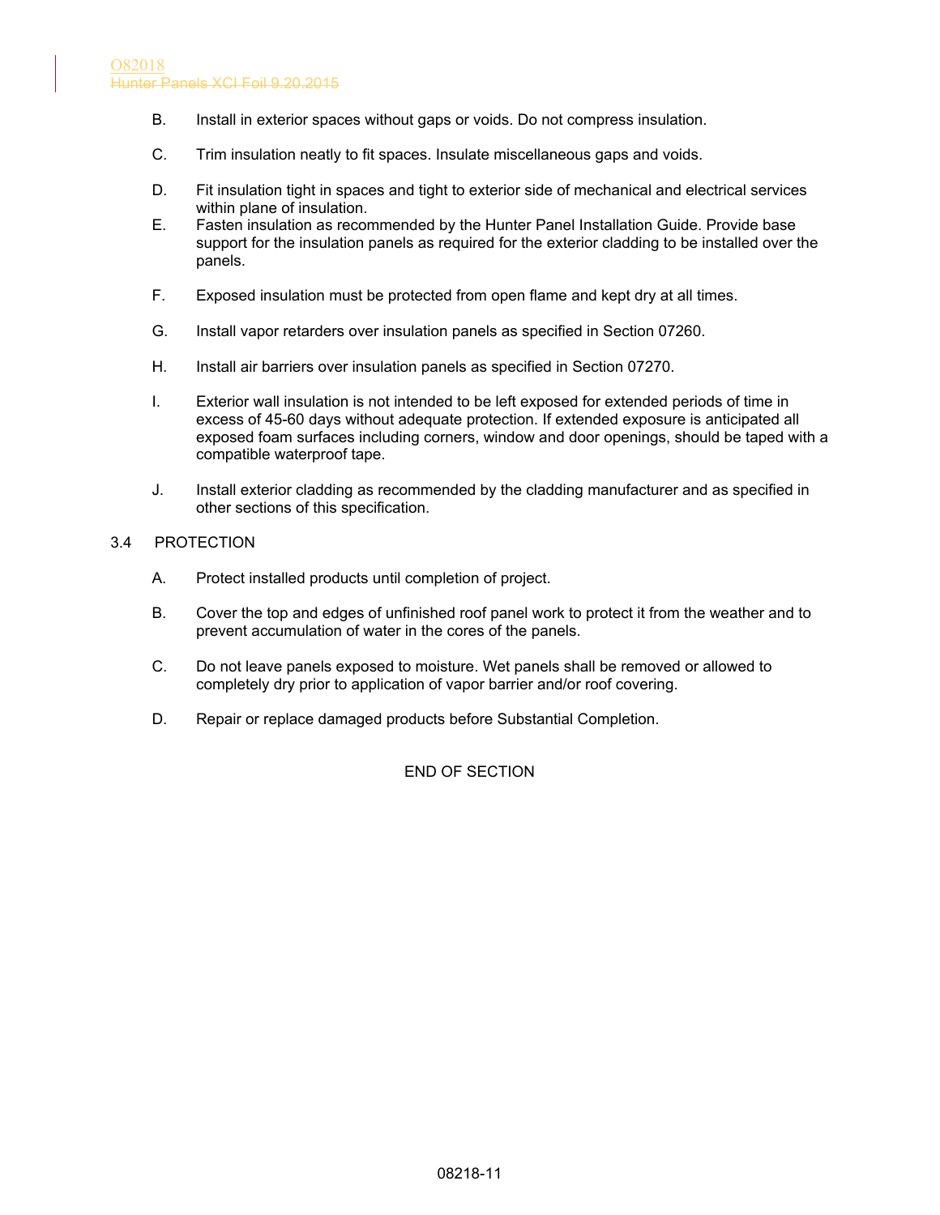B. Install in exterior spaces without gaps or voids. Do not compress insulation.

C. Trim insulation neatly to fit spaces. Insulate miscellaneous gaps and voids.

D. Fit insulation tight in spaces and tight to exterior side of mechanical and electrical services within plane of insulation.

E. Fasten insulation as recommended by the Hunter Panel Installation Guide. Provide base support for the insulation panels as required for the exterior cladding to be installed over the panels.

F. Exposed insulation must be protected from open flame and kept dry at all times.

G. Install vapor retarders over insulation panels as specified in Section 07260.

H. Install air barriers over insulation panels as specified in Section 07270.

I. Exterior wall insulation is not intended to be left exposed for extended periods of time in excess of 45-60 days without adequate protection. If extended exposure is anticipated all exposed foam surfaces including corners, window and door openings, should be taped with a compatible waterproof tape.

J. Install exterior cladding as recommended by the cladding manufacturer and as specified in other sections of this specification.

## 3.4 PROTECTION

A. Protect installed products until completion of project.

B. Cover the top and edges of unfinished roof panel work to protect it from the weather and to prevent accumulation of water in the cores of the panels.

C. Do not leave panels exposed to moisture. Wet panels shall be removed or allowed to completely dry prior to application of vapor barrier and/or roof covering.

D. Repair or replace damaged products before Substantial Completion.

END OF SECTION